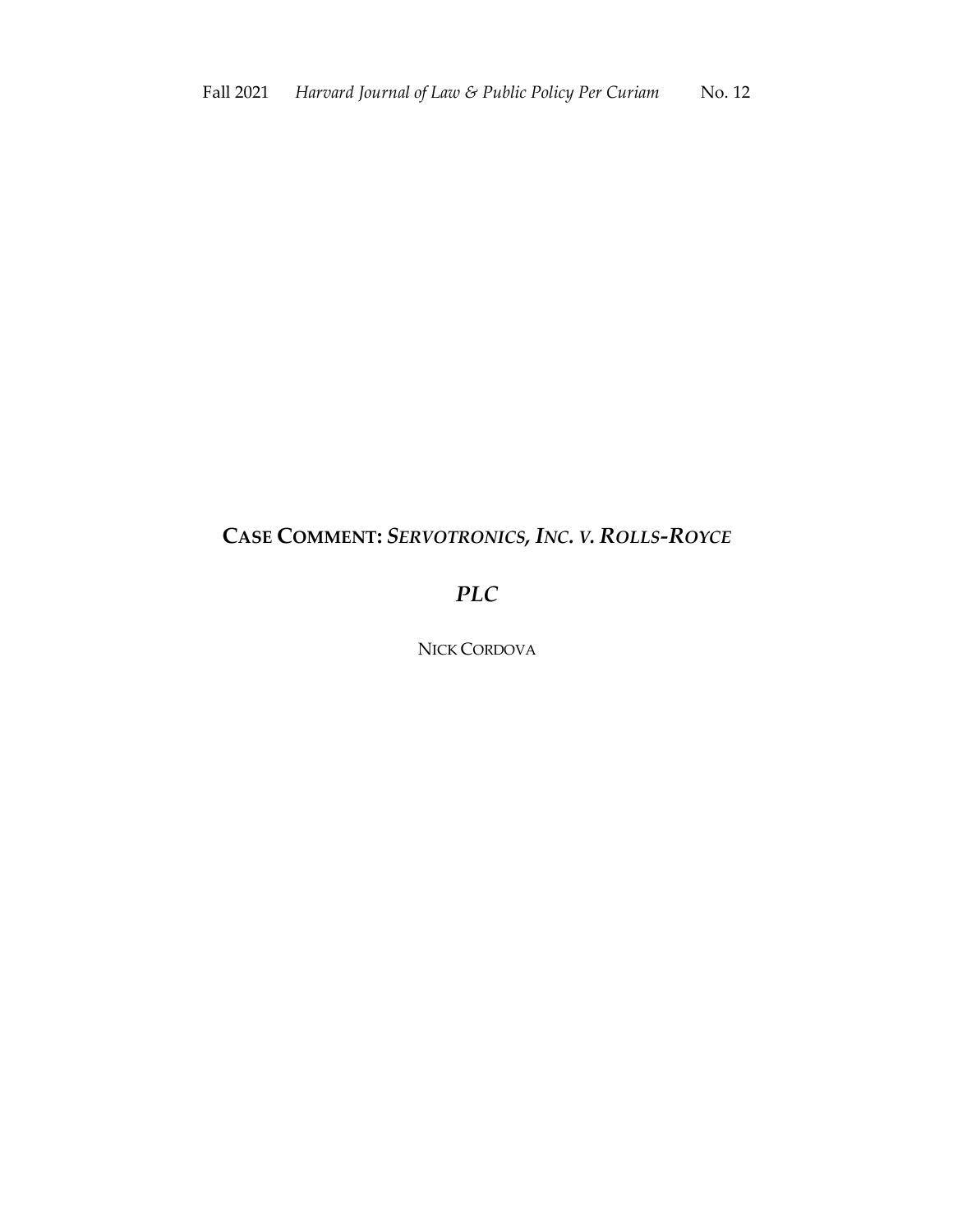# CASE COMMENT: *SERVOTRONICS, INC. V. ROLLS-ROYCE PLC*

NICK CORDOVA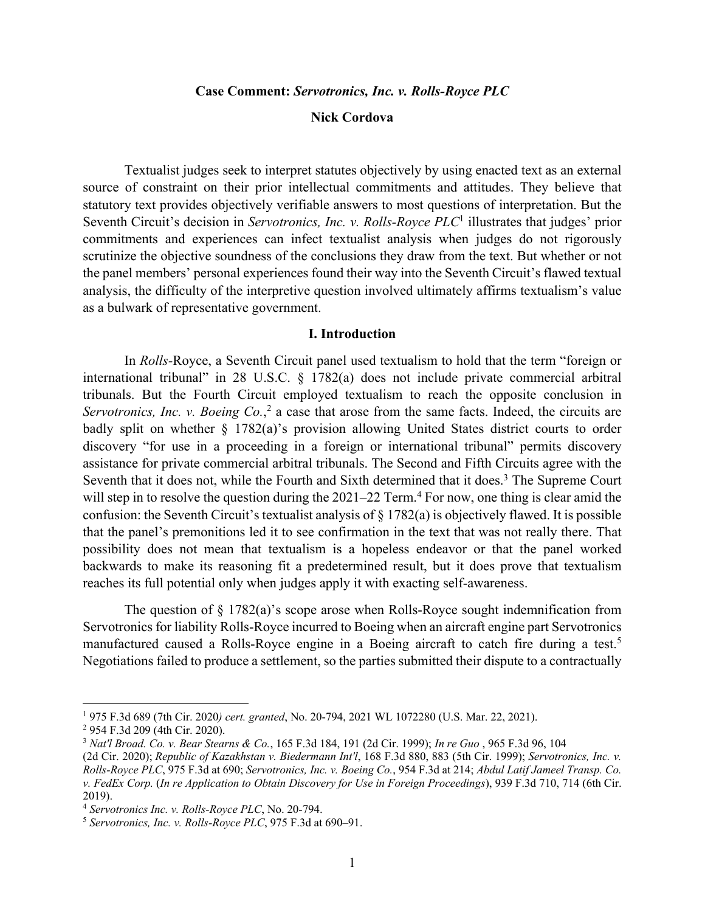**Case Comment: *Servotronics, Inc. v. Rolls-Royce PLC***

**Nick Cordova**

Textualist judges seek to interpret statutes objectively by using enacted text as an external source of constraint on their prior intellectual commitments and attitudes. They believe that statutory text provides objectively verifiable answers to most questions of interpretation. But the Seventh Circuit's decision in *Servotronics, Inc. v. Rolls-Royce PLC*[1] illustrates that judges' prior commitments and experiences can infect textualist analysis when judges do not rigorously scrutinize the objective soundness of the conclusions they draw from the text. But whether or not the panel members' personal experiences found their way into the Seventh Circuit's flawed textual analysis, the difficulty of the interpretive question involved ultimately affirms textualism's value as a bulwark of representative government.

## I. Introduction

In *Rolls*-Royce, a Seventh Circuit panel used textualism to hold that the term "foreign or international tribunal" in 28 U.S.C. § 1782(a) does not include private commercial arbitral tribunals. But the Fourth Circuit employed textualism to reach the opposite conclusion in *Servotronics, Inc. v. Boeing Co.*,[2] a case that arose from the same facts. Indeed, the circuits are badly split on whether § 1782(a)'s provision allowing United States district courts to order discovery "for use in a proceeding in a foreign or international tribunal" permits discovery assistance for private commercial arbitral tribunals. The Second and Fifth Circuits agree with the Seventh that it does not, while the Fourth and Sixth determined that it does.[3] The Supreme Court will step in to resolve the question during the 2021–22 Term.[4] For now, one thing is clear amid the confusion: the Seventh Circuit's textualist analysis of § 1782(a) is objectively flawed. It is possible that the panel's premonitions led it to see confirmation in the text that was not really there. That possibility does not mean that textualism is a hopeless endeavor or that the panel worked backwards to make its reasoning fit a predetermined result, but it does prove that textualism reaches its full potential only when judges apply it with exacting self-awareness.

The question of § 1782(a)'s scope arose when Rolls-Royce sought indemnification from Servotronics for liability Rolls-Royce incurred to Boeing when an aircraft engine part Servotronics manufactured caused a Rolls-Royce engine in a Boeing aircraft to catch fire during a test.[5] Negotiations failed to produce a settlement, so the parties submitted their dispute to a contractually

---

[1] 975 F.3d 689 (7th Cir. 2020*) cert. granted*, No. 20-794, 2021 WL 1072280 (U.S. Mar. 22, 2021).

[2] 954 F.3d 209 (4th Cir. 2020).

[3] *Nat'l Broad. Co. v. Bear Stearns & Co.*, 165 F.3d 184, 191 (2d Cir. 1999); *In re Guo* , 965 F.3d 96, 104 (2d Cir. 2020); *Republic of Kazakhstan v. Biedermann Int'l*, 168 F.3d 880, 883 (5th Cir. 1999); *Servotronics, Inc. v. Rolls-Royce PLC*, 975 F.3d at 690; *Servotronics, Inc. v. Boeing Co.*, 954 F.3d at 214; *Abdul Latif Jameel Transp. Co. v. FedEx Corp.* (*In re Application to Obtain Discovery for Use in Foreign Proceedings*), 939 F.3d 710, 714 (6th Cir. 2019).

[4] *Servotronics Inc. v. Rolls-Royce PLC*, No. 20-794.

[5] *Servotronics, Inc. v. Rolls-Royce PLC*, 975 F.3d at 690–91.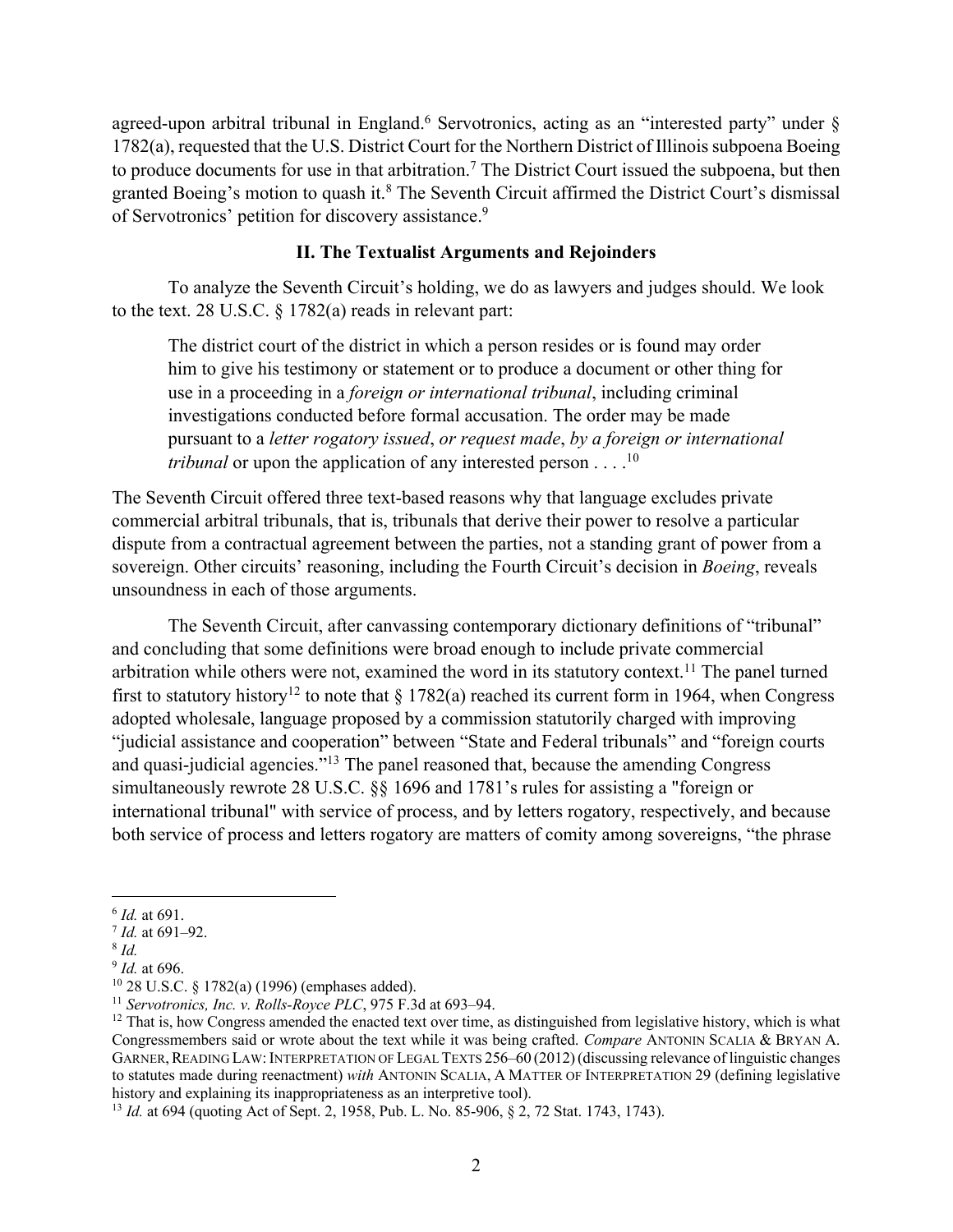agreed-upon arbitral tribunal in England.[6] Servotronics, acting as an "interested party" under § 1782(a), requested that the U.S. District Court for the Northern District of Illinois subpoena Boeing to produce documents for use in that arbitration.[7] The District Court issued the subpoena, but then granted Boeing's motion to quash it.[8] The Seventh Circuit affirmed the District Court's dismissal of Servotronics' petition for discovery assistance.[9]

## II. The Textualist Arguments and Rejoinders

To analyze the Seventh Circuit's holding, we do as lawyers and judges should. We look to the text. 28 U.S.C. § 1782(a) reads in relevant part:

> The district court of the district in which a person resides or is found may order him to give his testimony or statement or to produce a document or other thing for use in a proceeding in a *foreign or international tribunal*, including criminal investigations conducted before formal accusation. The order may be made pursuant to a *letter rogatory issued*, *or request made*, *by a foreign or international tribunal* or upon the application of any interested person . . . .[10]

The Seventh Circuit offered three text-based reasons why that language excludes private commercial arbitral tribunals, that is, tribunals that derive their power to resolve a particular dispute from a contractual agreement between the parties, not a standing grant of power from a sovereign. Other circuits' reasoning, including the Fourth Circuit's decision in *Boeing*, reveals unsoundness in each of those arguments.

The Seventh Circuit, after canvassing contemporary dictionary definitions of "tribunal" and concluding that some definitions were broad enough to include private commercial arbitration while others were not, examined the word in its statutory context.[11] The panel turned first to statutory history[12] to note that § 1782(a) reached its current form in 1964, when Congress adopted wholesale, language proposed by a commission statutorily charged with improving "judicial assistance and cooperation" between "State and Federal tribunals" and "foreign courts and quasi-judicial agencies."[13] The panel reasoned that, because the amending Congress simultaneously rewrote 28 U.S.C. §§ 1696 and 1781's rules for assisting a "foreign or international tribunal" with service of process, and by letters rogatory, respectively, and because both service of process and letters rogatory are matters of comity among sovereigns, "the phrase

---

[6] *Id.* at 691.

[7] *Id.* at 691–92.

[8] *Id.*

[9] *Id.* at 696.

[10] 28 U.S.C. § 1782(a) (1996) (emphases added).

[11] *Servotronics, Inc. v. Rolls-Royce PLC*, 975 F.3d at 693–94.

[12] That is, how Congress amended the enacted text over time, as distinguished from legislative history, which is what Congressmembers said or wrote about the text while it was being crafted. *Compare* ANTONIN SCALIA & BRYAN A. GARNER, READING LAW: INTERPRETATION OF LEGAL TEXTS 256–60 (2012) (discussing relevance of linguistic changes to statutes made during reenactment) *with* ANTONIN SCALIA, A MATTER OF INTERPRETATION 29 (defining legislative history and explaining its inappropriateness as an interpretive tool).

[13] *Id.* at 694 (quoting Act of Sept. 2, 1958, Pub. L. No. 85-906, § 2, 72 Stat. 1743, 1743).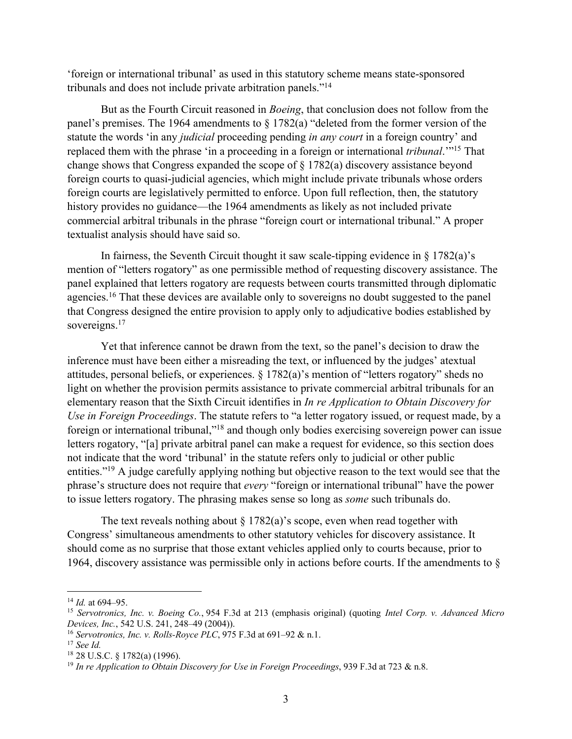'foreign or international tribunal' as used in this statutory scheme means state-sponsored tribunals and does not include private arbitration panels."[14]

But as the Fourth Circuit reasoned in *Boeing*, that conclusion does not follow from the panel's premises. The 1964 amendments to § 1782(a) "deleted from the former version of the statute the words 'in any *judicial* proceeding pending *in any court* in a foreign country' and replaced them with the phrase 'in a proceeding in a foreign or international *tribunal*.'"[15] That change shows that Congress expanded the scope of § 1782(a) discovery assistance beyond foreign courts to quasi-judicial agencies, which might include private tribunals whose orders foreign courts are legislatively permitted to enforce. Upon full reflection, then, the statutory history provides no guidance—the 1964 amendments as likely as not included private commercial arbitral tribunals in the phrase "foreign court or international tribunal." A proper textualist analysis should have said so.

In fairness, the Seventh Circuit thought it saw scale-tipping evidence in § 1782(a)'s mention of "letters rogatory" as one permissible method of requesting discovery assistance. The panel explained that letters rogatory are requests between courts transmitted through diplomatic agencies.[16] That these devices are available only to sovereigns no doubt suggested to the panel that Congress designed the entire provision to apply only to adjudicative bodies established by sovereigns.[17]

Yet that inference cannot be drawn from the text, so the panel's decision to draw the inference must have been either a misreading the text, or influenced by the judges' atextual attitudes, personal beliefs, or experiences. § 1782(a)'s mention of "letters rogatory" sheds no light on whether the provision permits assistance to private commercial arbitral tribunals for an elementary reason that the Sixth Circuit identifies in *In re Application to Obtain Discovery for Use in Foreign Proceedings*. The statute refers to "a letter rogatory issued, or request made, by a foreign or international tribunal,"[18] and though only bodies exercising sovereign power can issue letters rogatory, "[a] private arbitral panel can make a request for evidence, so this section does not indicate that the word 'tribunal' in the statute refers only to judicial or other public entities."[19] A judge carefully applying nothing but objective reason to the text would see that the phrase's structure does not require that *every* "foreign or international tribunal" have the power to issue letters rogatory. The phrasing makes sense so long as *some* such tribunals do.

The text reveals nothing about § 1782(a)'s scope, even when read together with Congress' simultaneous amendments to other statutory vehicles for discovery assistance. It should come as no surprise that those extant vehicles applied only to courts because, prior to 1964, discovery assistance was permissible only in actions before courts. If the amendments to §

---

[14] *Id.* at 694–95.

[15] *Servotronics, Inc. v. Boeing Co.*, 954 F.3d at 213 (emphasis original) (quoting *Intel Corp. v. Advanced Micro Devices, Inc.*, 542 U.S. 241, 248–49 (2004)).

[16] *Servotronics, Inc. v. Rolls-Royce PLC*, 975 F.3d at 691–92 & n.1.

[17] *See Id.*

[18] 28 U.S.C. § 1782(a) (1996).

[19] *In re Application to Obtain Discovery for Use in Foreign Proceedings*, 939 F.3d at 723 & n.8.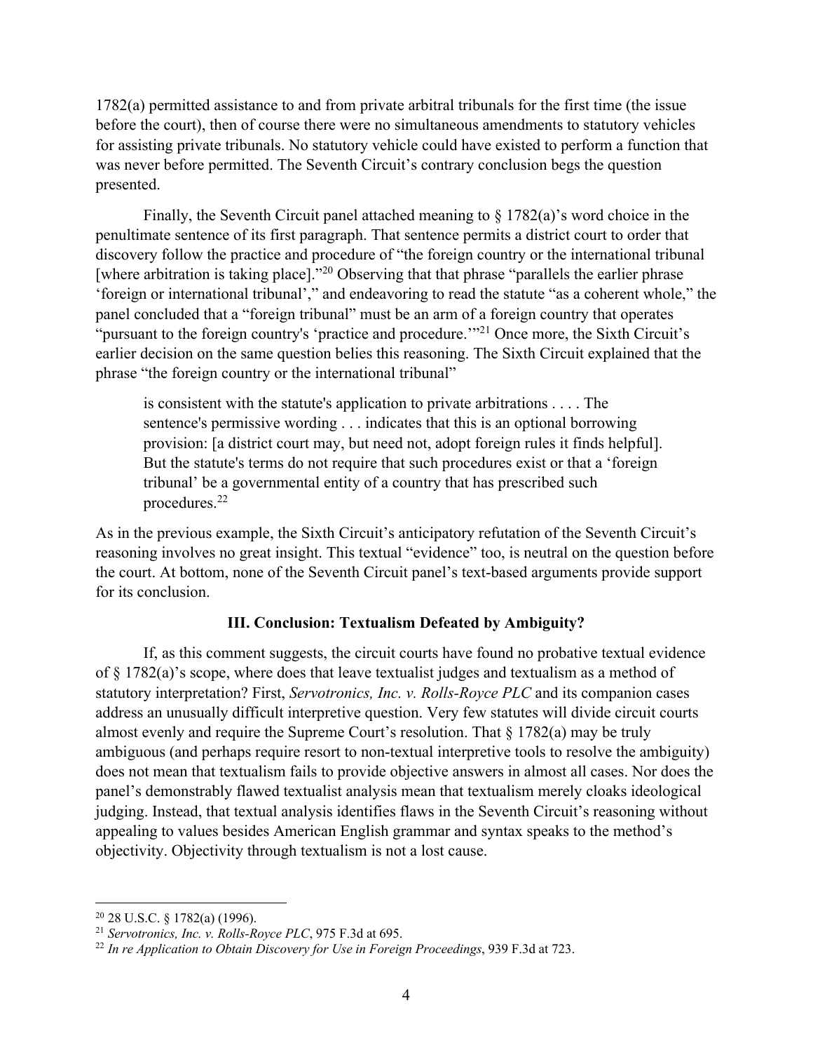1782(a) permitted assistance to and from private arbitral tribunals for the first time (the issue before the court), then of course there were no simultaneous amendments to statutory vehicles for assisting private tribunals. No statutory vehicle could have existed to perform a function that was never before permitted. The Seventh Circuit's contrary conclusion begs the question presented.

Finally, the Seventh Circuit panel attached meaning to § 1782(a)'s word choice in the penultimate sentence of its first paragraph. That sentence permits a district court to order that discovery follow the practice and procedure of "the foreign country or the international tribunal [where arbitration is taking place]."[20] Observing that that phrase "parallels the earlier phrase 'foreign or international tribunal'," and endeavoring to read the statute "as a coherent whole," the panel concluded that a "foreign tribunal" must be an arm of a foreign country that operates "pursuant to the foreign country's 'practice and procedure.'"[21] Once more, the Sixth Circuit's earlier decision on the same question belies this reasoning. The Sixth Circuit explained that the phrase "the foreign country or the international tribunal"

> is consistent with the statute's application to private arbitrations . . . . The sentence's permissive wording . . . indicates that this is an optional borrowing provision: [a district court may, but need not, adopt foreign rules it finds helpful]. But the statute's terms do not require that such procedures exist or that a 'foreign tribunal' be a governmental entity of a country that has prescribed such procedures.[22]

As in the previous example, the Sixth Circuit's anticipatory refutation of the Seventh Circuit's reasoning involves no great insight. This textual "evidence" too, is neutral on the question before the court. At bottom, none of the Seventh Circuit panel's text-based arguments provide support for its conclusion.

## III. Conclusion: Textualism Defeated by Ambiguity?

If, as this comment suggests, the circuit courts have found no probative textual evidence of § 1782(a)'s scope, where does that leave textualist judges and textualism as a method of statutory interpretation? First, *Servotronics, Inc. v. Rolls-Royce PLC* and its companion cases address an unusually difficult interpretive question. Very few statutes will divide circuit courts almost evenly and require the Supreme Court's resolution. That § 1782(a) may be truly ambiguous (and perhaps require resort to non-textual interpretive tools to resolve the ambiguity) does not mean that textualism fails to provide objective answers in almost all cases. Nor does the panel's demonstrably flawed textualist analysis mean that textualism merely cloaks ideological judging. Instead, that textual analysis identifies flaws in the Seventh Circuit's reasoning without appealing to values besides American English grammar and syntax speaks to the method's objectivity. Objectivity through textualism is not a lost cause.

---

[20] 28 U.S.C. § 1782(a) (1996).

[21] *Servotronics, Inc. v. Rolls-Royce PLC*, 975 F.3d at 695.

[22] *In re Application to Obtain Discovery for Use in Foreign Proceedings*, 939 F.3d at 723.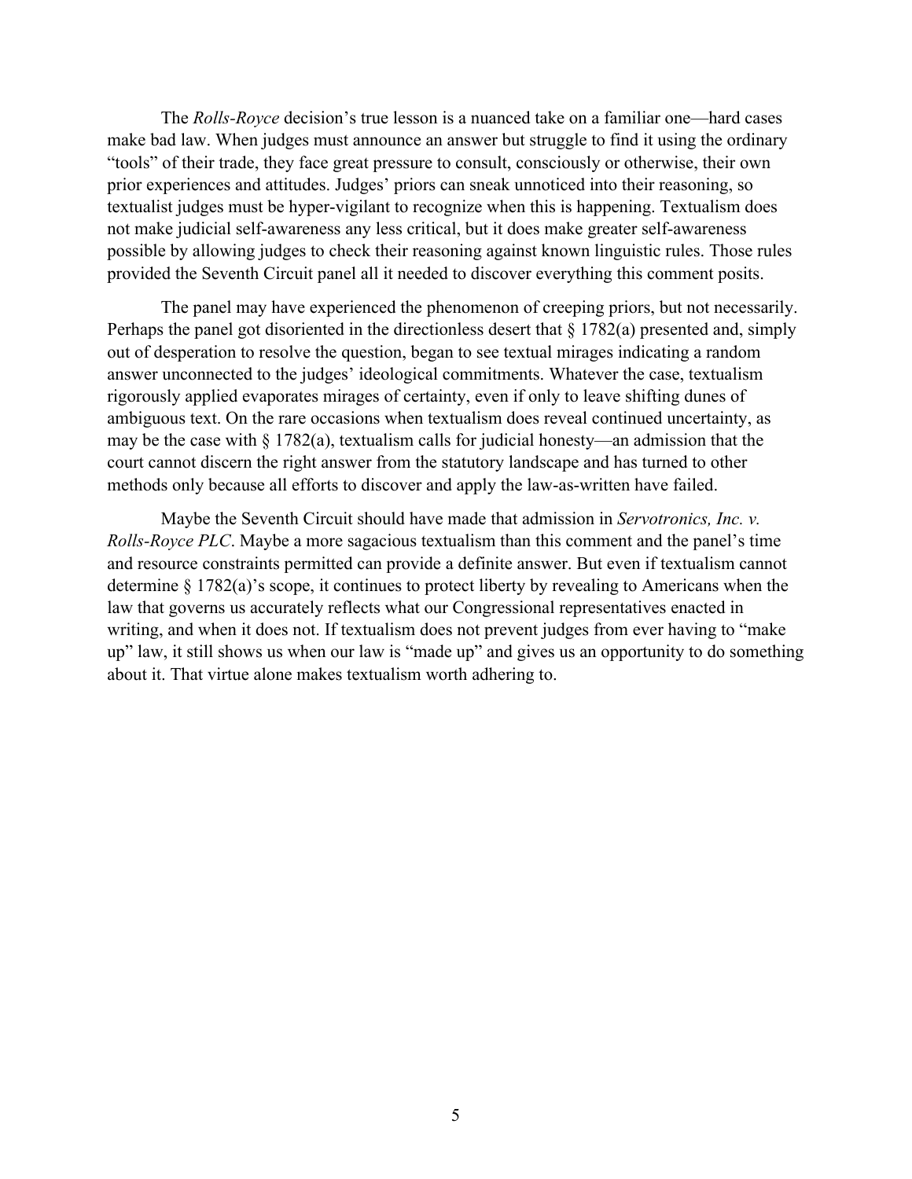The *Rolls-Royce* decision's true lesson is a nuanced take on a familiar one—hard cases make bad law. When judges must announce an answer but struggle to find it using the ordinary "tools" of their trade, they face great pressure to consult, consciously or otherwise, their own prior experiences and attitudes. Judges' priors can sneak unnoticed into their reasoning, so textualist judges must be hyper-vigilant to recognize when this is happening. Textualism does not make judicial self-awareness any less critical, but it does make greater self-awareness possible by allowing judges to check their reasoning against known linguistic rules. Those rules provided the Seventh Circuit panel all it needed to discover everything this comment posits.

The panel may have experienced the phenomenon of creeping priors, but not necessarily. Perhaps the panel got disoriented in the directionless desert that § 1782(a) presented and, simply out of desperation to resolve the question, began to see textual mirages indicating a random answer unconnected to the judges' ideological commitments. Whatever the case, textualism rigorously applied evaporates mirages of certainty, even if only to leave shifting dunes of ambiguous text. On the rare occasions when textualism does reveal continued uncertainty, as may be the case with § 1782(a), textualism calls for judicial honesty—an admission that the court cannot discern the right answer from the statutory landscape and has turned to other methods only because all efforts to discover and apply the law-as-written have failed.

Maybe the Seventh Circuit should have made that admission in *Servotronics, Inc. v. Rolls-Royce PLC*. Maybe a more sagacious textualism than this comment and the panel's time and resource constraints permitted can provide a definite answer. But even if textualism cannot determine § 1782(a)'s scope, it continues to protect liberty by revealing to Americans when the law that governs us accurately reflects what our Congressional representatives enacted in writing, and when it does not. If textualism does not prevent judges from ever having to "make up" law, it still shows us when our law is "made up" and gives us an opportunity to do something about it. That virtue alone makes textualism worth adhering to.